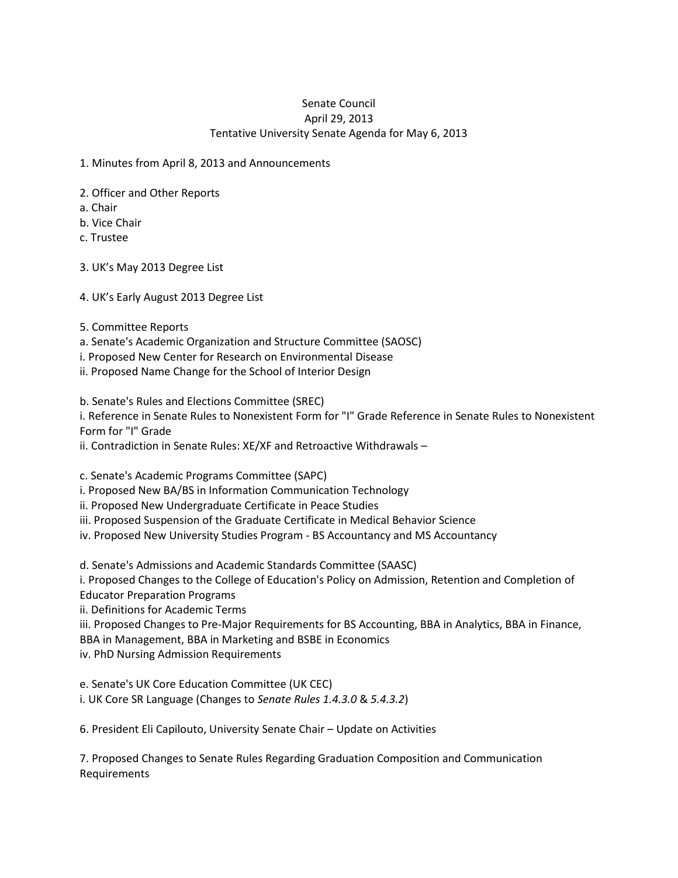Senate Council
April 29, 2013
Tentative University Senate Agenda for May 6, 2013

1. Minutes from April 8, 2013 and Announcements

2. Officer and Other Reports
a. Chair
b. Vice Chair
c. Trustee

3. UK's May 2013 Degree List

4. UK's Early August 2013 Degree List

5. Committee Reports
a. Senate's Academic Organization and Structure Committee (SAOSC)
i. Proposed New Center for Research on Environmental Disease
ii. Proposed Name Change for the School of Interior Design

b. Senate's Rules and Elections Committee (SREC)
i. Reference in Senate Rules to Nonexistent Form for "I" Grade Reference in Senate Rules to Nonexistent Form for "I" Grade
ii. Contradiction in Senate Rules: XE/XF and Retroactive Withdrawals –

c. Senate's Academic Programs Committee (SAPC)
i. Proposed New BA/BS in Information Communication Technology
ii. Proposed New Undergraduate Certificate in Peace Studies
iii. Proposed Suspension of the Graduate Certificate in Medical Behavior Science
iv. Proposed New University Studies Program - BS Accountancy and MS Accountancy

d. Senate's Admissions and Academic Standards Committee (SAASC)
i. Proposed Changes to the College of Education's Policy on Admission, Retention and Completion of Educator Preparation Programs
ii. Definitions for Academic Terms
iii. Proposed Changes to Pre-Major Requirements for BS Accounting, BBA in Analytics, BBA in Finance, BBA in Management, BBA in Marketing and BSBE in Economics
iv. PhD Nursing Admission Requirements

e. Senate's UK Core Education Committee (UK CEC)
i. UK Core SR Language (Changes to *Senate Rules 1.4.3.0* & *5.4.3.2*)

6. President Eli Capilouto, University Senate Chair – Update on Activities

7. Proposed Changes to Senate Rules Regarding Graduation Composition and Communication Requirements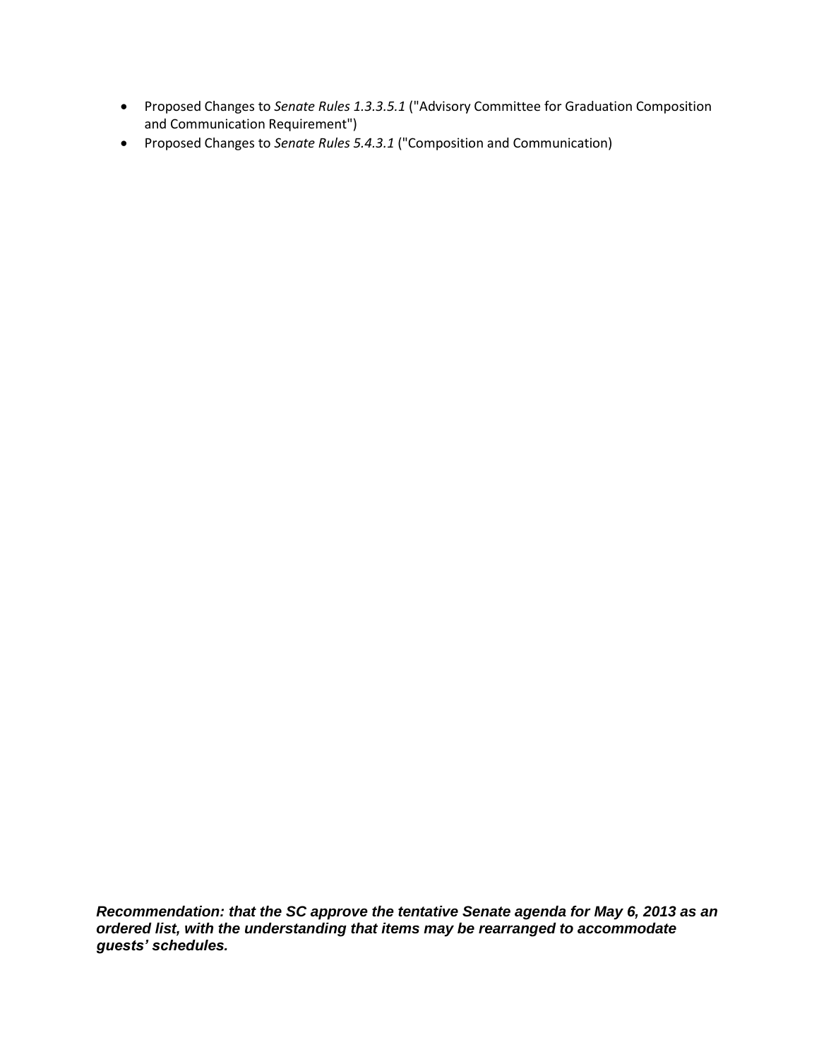- Proposed Changes to *Senate Rules 1.3.3.5.1* ("Advisory Committee for Graduation Composition and Communication Requirement")
- Proposed Changes to *Senate Rules 5.4.3.1* ("Composition and Communication)

***Recommendation: that the SC approve the tentative Senate agenda for May 6, 2013 as an ordered list, with the understanding that items may be rearranged to accommodate guests' schedules.***